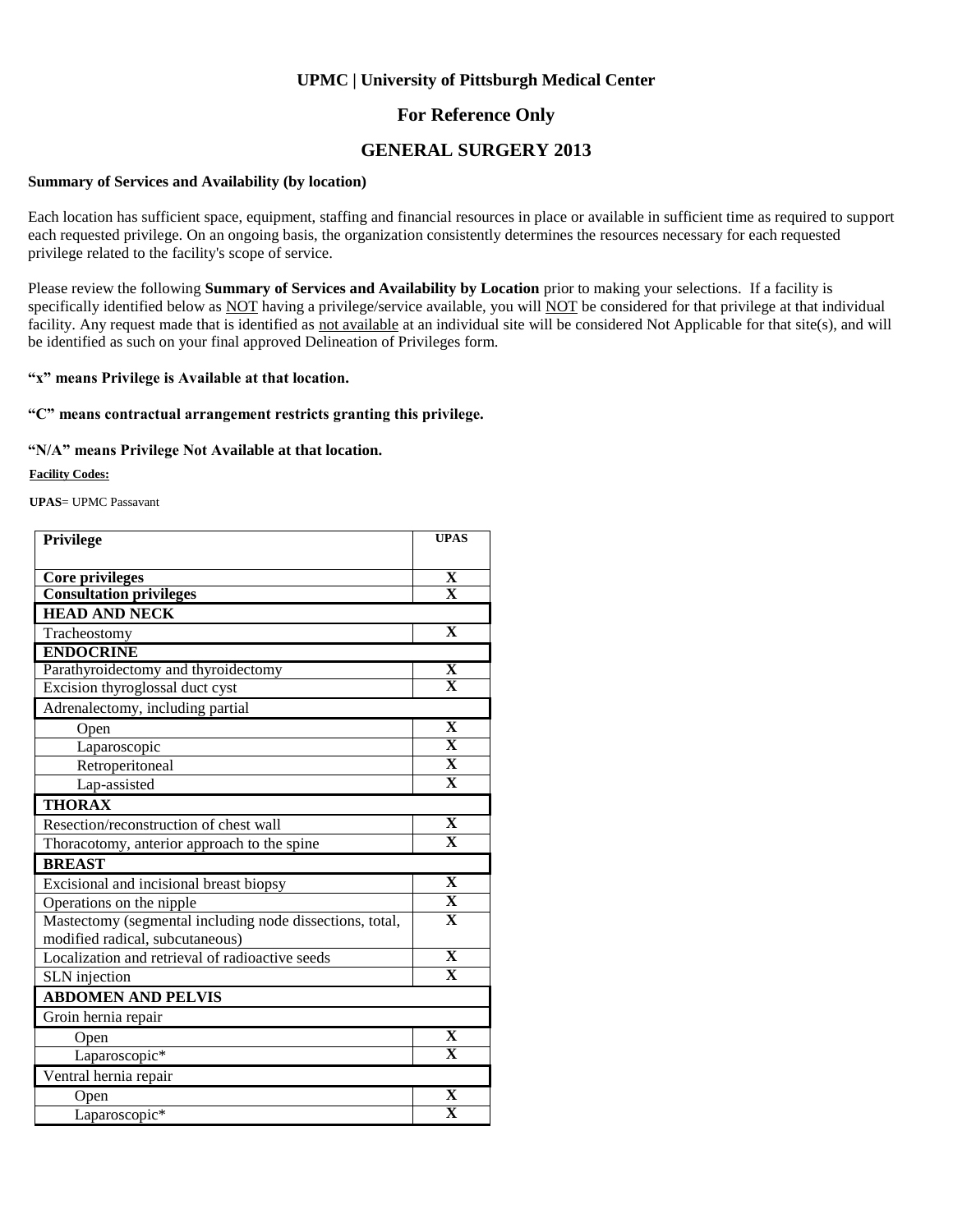# UPMC | University of Pittsburgh Medical Center

## For Reference Only

## GENERAL SURGERY 2013

**Summary of Services and Availability (by location)**

Each location has sufficient space, equipment, staffing and financial resources in place or available in sufficient time as required to support each requested privilege. On an ongoing basis, the organization consistently determines the resources necessary for each requested privilege related to the facility's scope of service.

Please review the following **Summary of Services and Availability by Location** prior to making your selections. If a facility is specifically identified below as NOT having a privilege/service available, you will NOT be considered for that privilege at that individual facility. Any request made that is identified as not available at an individual site will be considered Not Applicable for that site(s), and will be identified as such on your final approved Delineation of Privileges form.

**"x" means Privilege is Available at that location.**

**"C" means contractual arrangement restricts granting this privilege.**

**"N/A" means Privilege Not Available at that location.**

**Facility Codes:**

**UPAS**= UPMC Passavant

| Privilege | UPAS |
|---|---|
| **Core privileges** | X |
| **Consultation privileges** | X |
| **HEAD AND NECK** | |
| Tracheostomy | X |
| **ENDOCRINE** | |
| Parathyroidectomy and thyroidectomy | X |
| Excision thyroglossal duct cyst | X |
| Adrenalectomy, including partial | |
| Open | X |
| Laparoscopic | X |
| Retroperitoneal | X |
| Lap-assisted | X |
| **THORAX** | |
| Resection/reconstruction of chest wall | X |
| Thoracotomy, anterior approach to the spine | X |
| **BREAST** | |
| Excisional and incisional breast biopsy | X |
| Operations on the nipple | X |
| Mastectomy (segmental including node dissections, total, modified radical, subcutaneous) | X |
| Localization and retrieval of radioactive seeds | X |
| SLN injection | X |
| **ABDOMEN AND PELVIS** | |
| Groin hernia repair | |
| Open | X |
| Laparoscopic* | X |
| Ventral hernia repair | |
| Open | X |
| Laparoscopic* | X |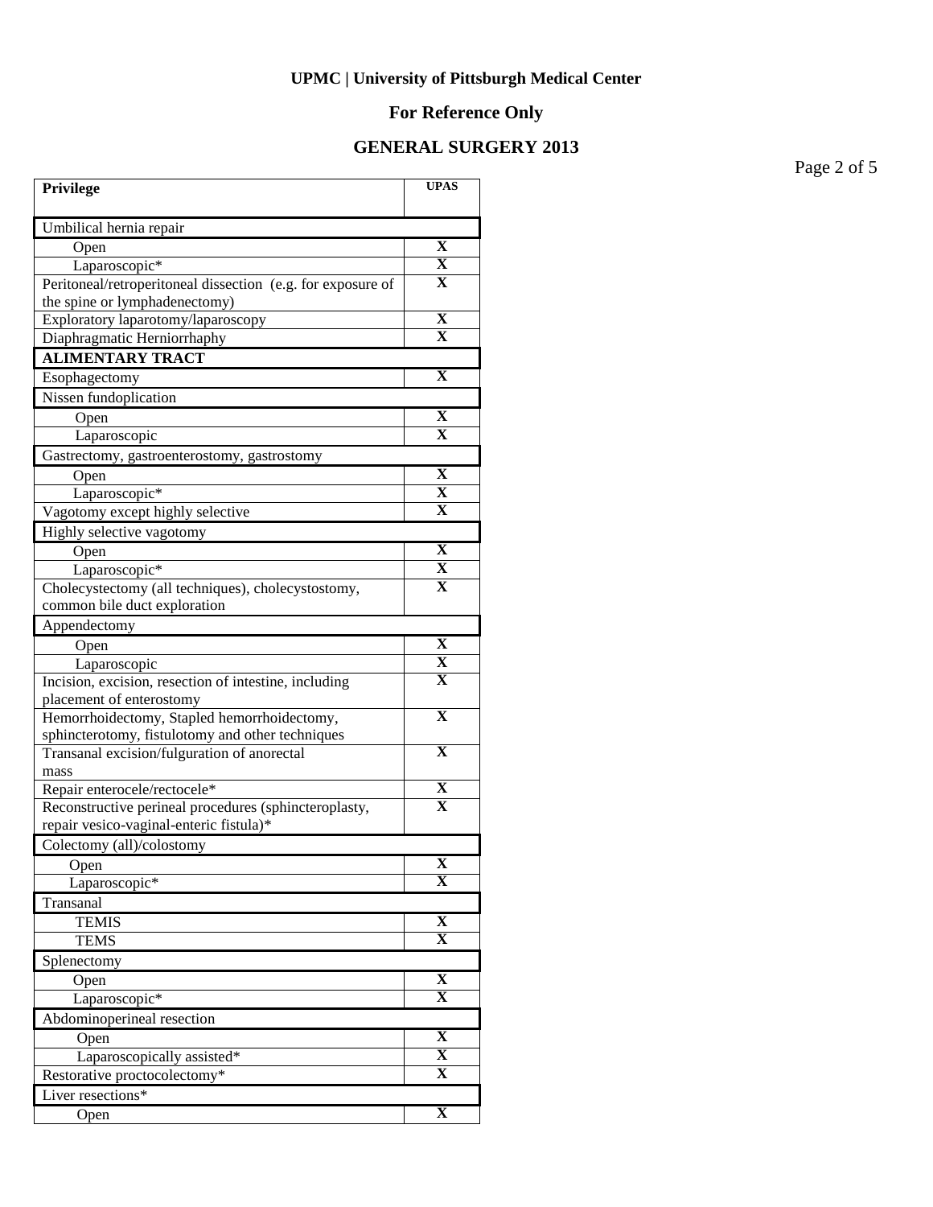**UPMC | University of Pittsburgh Medical Center**

**For Reference Only**

**GENERAL SURGERY 2013**

| Privilege | UPAS |
|---|---|
| Umbilical hernia repair | |
| Open | X |
| Laparoscopic* | X |
| Peritoneal/retroperitoneal dissection (e.g. for exposure of the spine or lymphadenectomy) | X |
| Exploratory laparotomy/laparoscopy | X |
| Diaphragmatic Herniorrhaphy | X |
| **ALIMENTARY TRACT** | |
| Esophagectomy | X |
| Nissen fundoplication | |
| Open | X |
| Laparoscopic | X |
| Gastrectomy, gastroenterostomy, gastrostomy | |
| Open | X |
| Laparoscopic* | X |
| Vagotomy except highly selective | X |
| Highly selective vagotomy | |
| Open | X |
| Laparoscopic* | X |
| Cholecystectomy (all techniques), cholecystostomy, common bile duct exploration | X |
| Appendectomy | |
| Open | X |
| Laparoscopic | X |
| Incision, excision, resection of intestine, including placement of enterostomy | X |
| Hemorrhoidectomy, Stapled hemorrhoidectomy, sphincterotomy, fistulotomy and other techniques | X |
| Transanal excision/fulguration of anorectal mass | X |
| Repair enterocele/rectocele* | X |
| Reconstructive perineal procedures (sphincteroplasty, repair vesico-vaginal-enteric fistula)* | X |
| Colectomy (all)/colostomy | |
| Open | X |
| Laparoscopic* | X |
| Transanal | |
| TEMIS | X |
| TEMS | X |
| Splenectomy | |
| Open | X |
| Laparoscopic* | X |
| Abdominoperineal resection | |
| Open | X |
| Laparoscopically assisted* | X |
| Restorative proctocolectomy* | X |
| Liver resections* | |
| Open | X |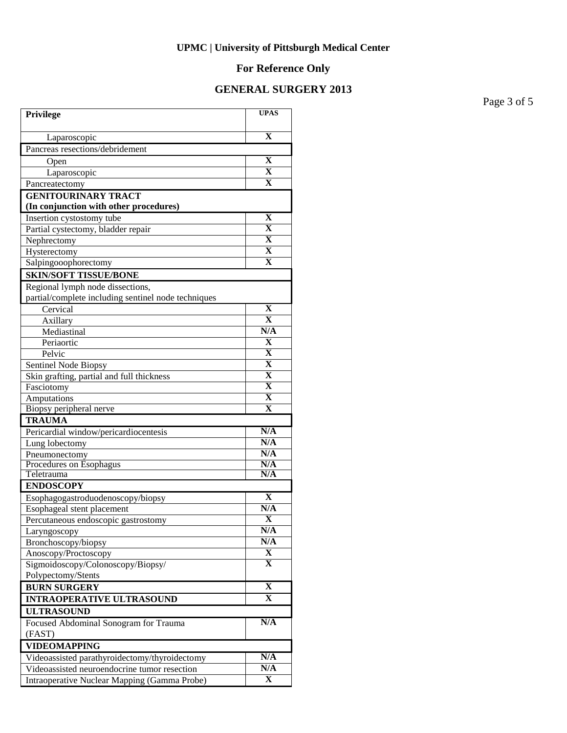**UPMC | University of Pittsburgh Medical Center**

**For Reference Only**

**GENERAL SURGERY 2013**

| **Privilege** | **UPAS** |
|---|---|
| Laparoscopic | **X** |
| Pancreas resections/debridement | |
| Open | **X** |
| Laparoscopic | **X** |
| Pancreatectomy | **X** |
| **GENITOURINARY TRACT (In conjunction with other procedures)** | |
| Insertion cystostomy tube | **X** |
| Partial cystectomy, bladder repair | **X** |
| Nephrectomy | **X** |
| Hysterectomy | **X** |
| Salpingooophorectomy | **X** |
| **SKIN/SOFT TISSUE/BONE** | |
| Regional lymph node dissections, partial/complete including sentinel node techniques | |
| Cervical | **X** |
| Axillary | **X** |
| Mediastinal | **N/A** |
| Periaortic | **X** |
| Pelvic | **X** |
| Sentinel Node Biopsy | **X** |
| Skin grafting, partial and full thickness | **X** |
| Fasciotomy | **X** |
| Amputations | **X** |
| Biopsy peripheral nerve | **X** |
| **TRAUMA** | |
| Pericardial window/pericardiocentesis | **N/A** |
| Lung lobectomy | **N/A** |
| Pneumonectomy | **N/A** |
| Procedures on Esophagus | **N/A** |
| Teletrauma | **N/A** |
| **ENDOSCOPY** | |
| Esophagogastroduodenoscopy/biopsy | **X** |
| Esophageal stent placement | **N/A** |
| Percutaneous endoscopic gastrostomy | **X** |
| Laryngoscopy | **N/A** |
| Bronchoscopy/biopsy | **N/A** |
| Anoscopy/Proctoscopy | **X** |
| Sigmoidoscopy/Colonoscopy/Biopsy/ Polypectomy/Stents | **X** |
| **BURN SURGERY** | **X** |
| **INTRAOPERATIVE ULTRASOUND** | **X** |
| **ULTRASOUND** | |
| Focused Abdominal Sonogram for Trauma (FAST) | **N/A** |
| **VIDEOMAPPING** | |
| Videoassisted parathyroidectomy/thyroidectomy | **N/A** |
| Videoassisted neuroendocrine tumor resection | **N/A** |
| Intraoperative Nuclear Mapping (Gamma Probe) | **X** |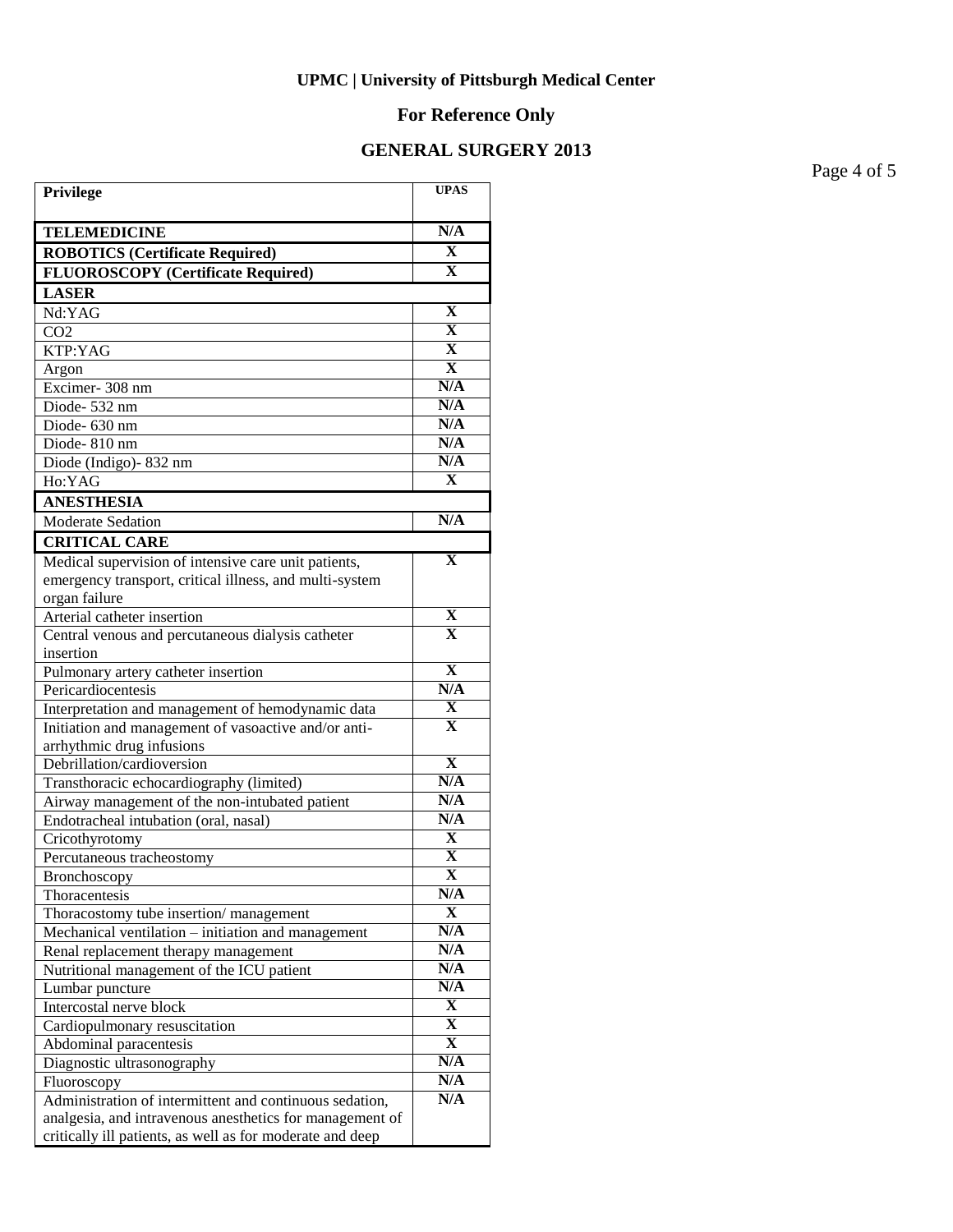**UPMC | University of Pittsburgh Medical Center**

**For Reference Only**

**GENERAL SURGERY 2013**

| Privilege | UPAS |
|---|---|
| **TELEMEDICINE** | **N/A** |
| **ROBOTICS (Certificate Required)** | **X** |
| **FLUOROSCOPY (Certificate Required)** | **X** |
| **LASER** | |
| Nd:YAG | **X** |
| $CO_2$ | **X** |
| KTP:YAG | **X** |
| Argon | **X** |
| Excimer- 308 nm | **N/A** |
| Diode- 532 nm | **N/A** |
| Diode- 630 nm | **N/A** |
| Diode- 810 nm | **N/A** |
| Diode (Indigo)- 832 nm | **N/A** |
| Ho:YAG | **X** |
| **ANESTHESIA** | |
| Moderate Sedation | **N/A** |
| **CRITICAL CARE** | |
| Medical supervision of intensive care unit patients, emergency transport, critical illness, and multi-system organ failure | **X** |
| Arterial catheter insertion | **X** |
| Central venous and percutaneous dialysis catheter insertion | **X** |
| Pulmonary artery catheter insertion | **X** |
| Pericardiocentesis | **N/A** |
| Interpretation and management of hemodynamic data | **X** |
| Initiation and management of vasoactive and/or anti-arrhythmic drug infusions | **X** |
| Debrillation/cardioversion | **X** |
| Transthoracic echocardiography (limited) | **N/A** |
| Airway management of the non-intubated patient | **N/A** |
| Endotracheal intubation (oral, nasal) | **N/A** |
| Cricothyrotomy | **X** |
| Percutaneous tracheostomy | **X** |
| Bronchoscopy | **X** |
| Thoracentesis | **N/A** |
| Thoracostomy tube insertion/ management | **X** |
| Mechanical ventilation – initiation and management | **N/A** |
| Renal replacement therapy management | **N/A** |
| Nutritional management of the ICU patient | **N/A** |
| Lumbar puncture | **N/A** |
| Intercostal nerve block | **X** |
| Cardiopulmonary resuscitation | **X** |
| Abdominal paracentesis | **X** |
| Diagnostic ultrasonography | **N/A** |
| Fluoroscopy | **N/A** |
| Administration of intermittent and continuous sedation, analgesia, and intravenous anesthetics for management of critically ill patients, as well as for moderate and deep | **N/A** |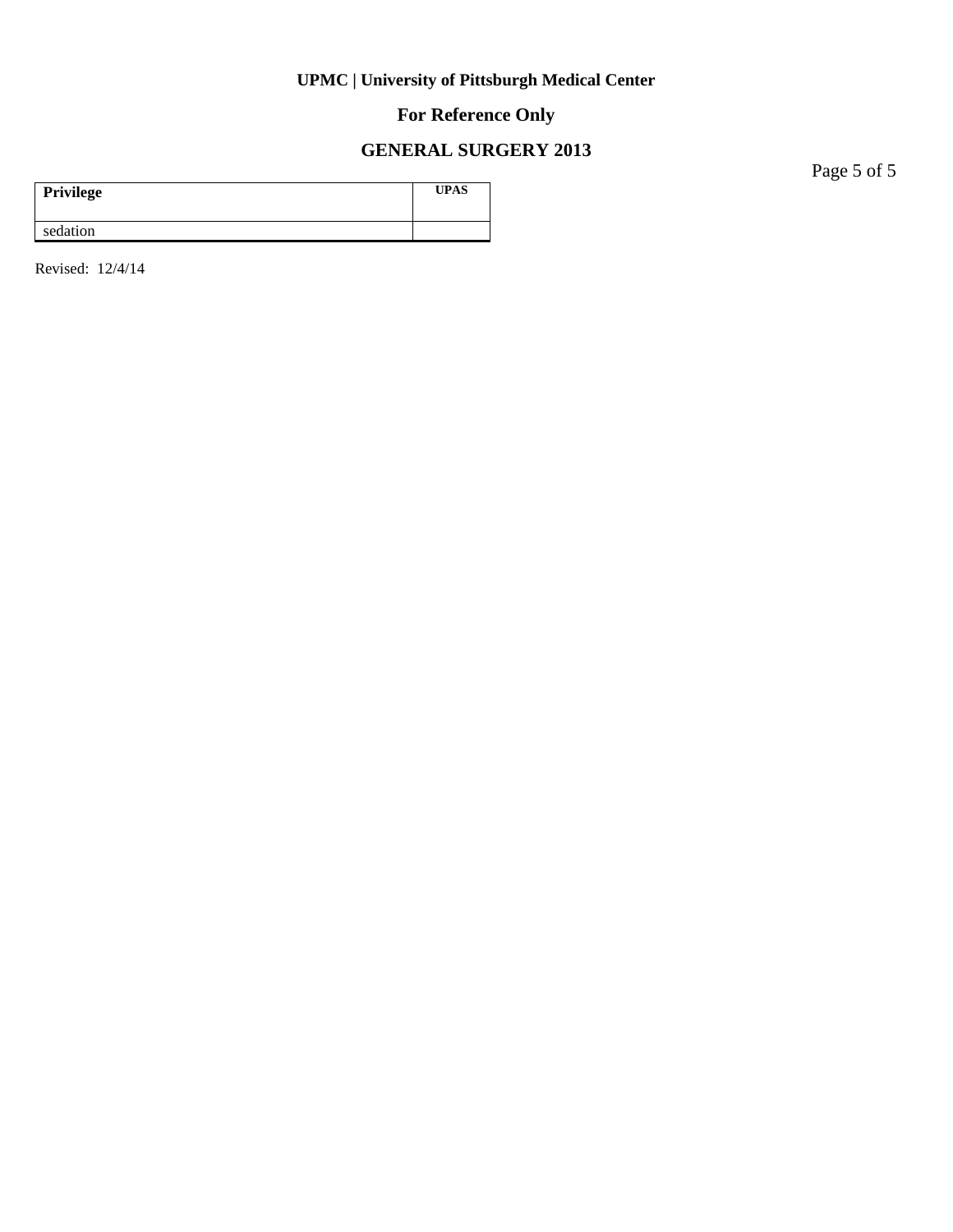| Privilege | UPAS |
| --- | --- |
| sedation | |

Revised: 12/4/14